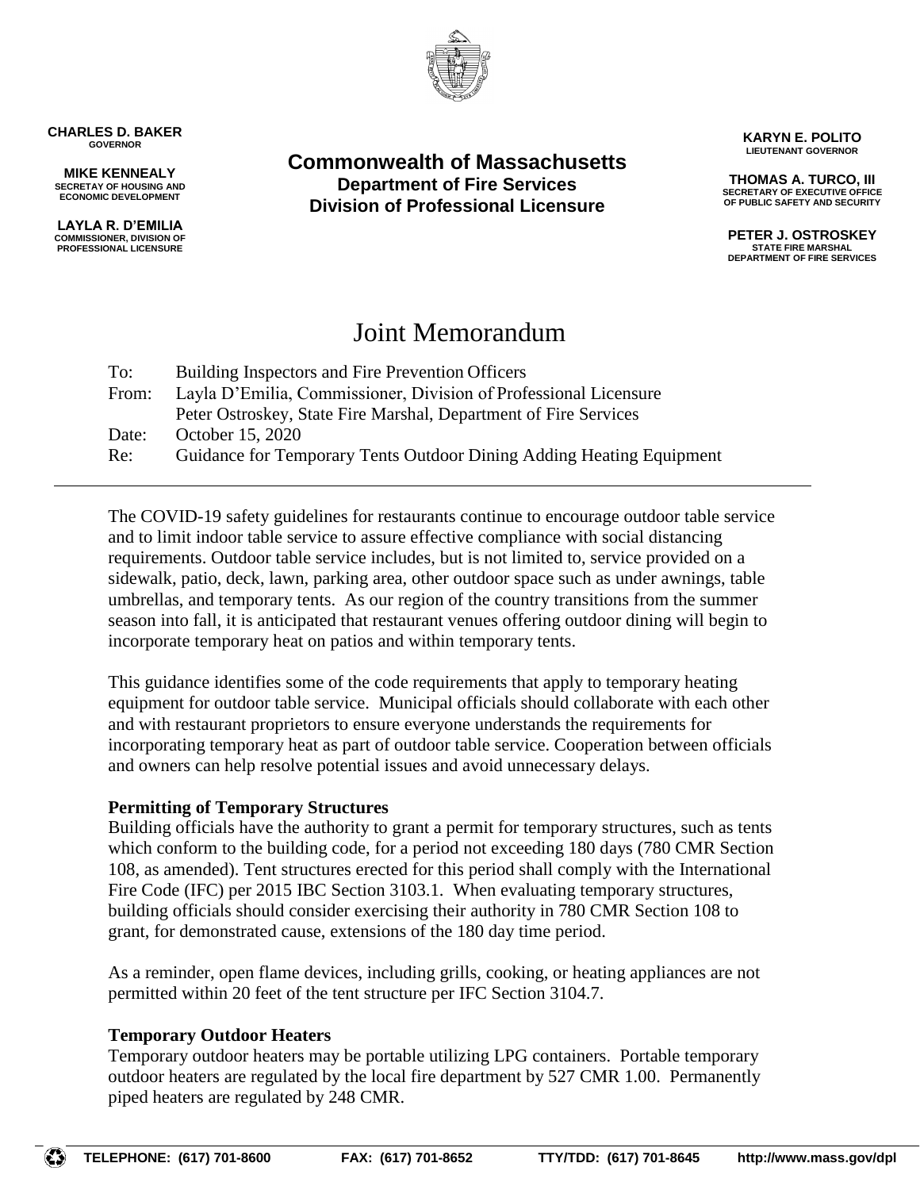**CHARLES D. BAKER**
GOVERNOR

**MIKE KENNEALY**
SECRETAY OF HOUSING AND ECONOMIC DEVELOPMENT

**LAYLA R. D'EMILIA**
COMMISSIONER, DIVISION OF PROFESSIONAL LICENSURE

**Commonwealth of Massachusetts**
**Department of Fire Services**
**Division of Professional Licensure**

**KARYN E. POLITO**
LIEUTENANT GOVERNOR

**THOMAS A. TURCO, III**
SECRETARY OF EXECUTIVE OFFICE OF PUBLIC SAFETY AND SECURITY

**PETER J. OSTROSKEY**
STATE FIRE MARSHAL
DEPARTMENT OF FIRE SERVICES

# Joint Memorandum

To: Building Inspectors and Fire Prevention Officers
From: Layla D'Emilia, Commissioner, Division of Professional Licensure
Peter Ostroskey, State Fire Marshal, Department of Fire Services
Date: October 15, 2020
Re: Guidance for Temporary Tents Outdoor Dining Adding Heating Equipment

---

The COVID-19 safety guidelines for restaurants continue to encourage outdoor table service and to limit indoor table service to assure effective compliance with social distancing requirements. Outdoor table service includes, but is not limited to, service provided on a sidewalk, patio, deck, lawn, parking area, other outdoor space such as under awnings, table umbrellas, and temporary tents. As our region of the country transitions from the summer season into fall, it is anticipated that restaurant venues offering outdoor dining will begin to incorporate temporary heat on patios and within temporary tents.

This guidance identifies some of the code requirements that apply to temporary heating equipment for outdoor table service. Municipal officials should collaborate with each other and with restaurant proprietors to ensure everyone understands the requirements for incorporating temporary heat as part of outdoor table service. Cooperation between officials and owners can help resolve potential issues and avoid unnecessary delays.

**Permitting of Temporary Structures**
Building officials have the authority to grant a permit for temporary structures, such as tents which conform to the building code, for a period not exceeding 180 days (780 CMR Section 108, as amended). Tent structures erected for this period shall comply with the International Fire Code (IFC) per 2015 IBC Section 3103.1. When evaluating temporary structures, building officials should consider exercising their authority in 780 CMR Section 108 to grant, for demonstrated cause, extensions of the 180 day time period.

As a reminder, open flame devices, including grills, cooking, or heating appliances are not permitted within 20 feet of the tent structure per IFC Section 3104.7.

**Temporary Outdoor Heaters**
Temporary outdoor heaters may be portable utilizing LPG containers. Portable temporary outdoor heaters are regulated by the local fire department by 527 CMR 1.00. Permanently piped heaters are regulated by 248 CMR.

TELEPHONE: (617) 701-8600 FAX: (617) 701-8652 TTY/TDD: (617) 701-8645 http://www.mass.gov/dpl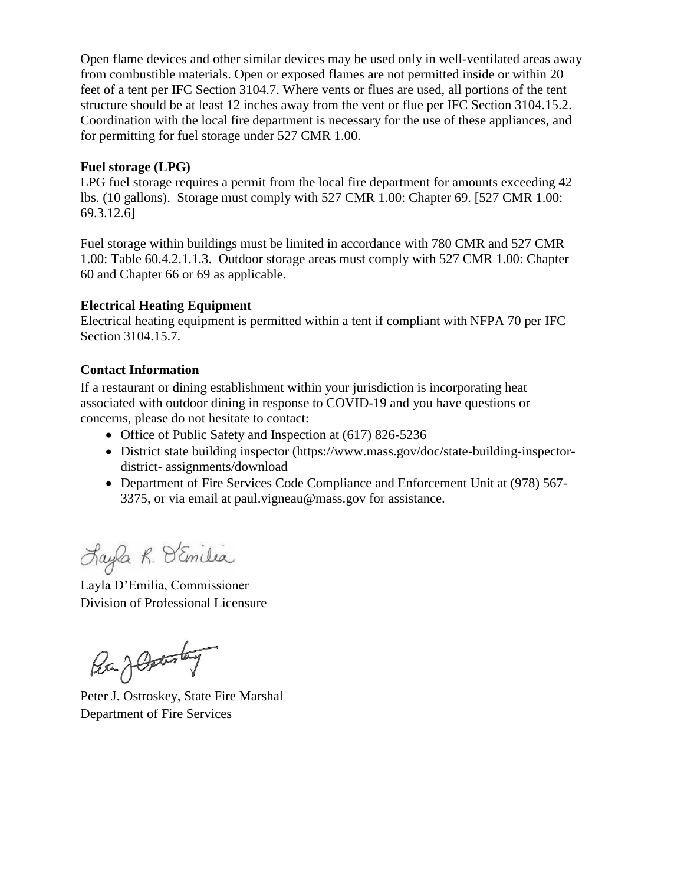Open flame devices and other similar devices may be used only in well-ventilated areas away from combustible materials. Open or exposed flames are not permitted inside or within 20 feet of a tent per IFC Section 3104.7. Where vents or flues are used, all portions of the tent structure should be at least 12 inches away from the vent or flue per IFC Section 3104.15.2. Coordination with the local fire department is necessary for the use of these appliances, and for permitting for fuel storage under 527 CMR 1.00.

**Fuel storage (LPG)**
LPG fuel storage requires a permit from the local fire department for amounts exceeding 42 lbs. (10 gallons). Storage must comply with 527 CMR 1.00: Chapter 69. [527 CMR 1.00: 69.3.12.6]

Fuel storage within buildings must be limited in accordance with 780 CMR and 527 CMR 1.00: Table 60.4.2.1.1.3. Outdoor storage areas must comply with 527 CMR 1.00: Chapter 60 and Chapter 66 or 69 as applicable.

**Electrical Heating Equipment**
Electrical heating equipment is permitted within a tent if compliant with NFPA 70 per IFC Section 3104.15.7.

**Contact Information**
If a restaurant or dining establishment within your jurisdiction is incorporating heat associated with outdoor dining in response to COVID-19 and you have questions or concerns, please do not hesitate to contact:

- Office of Public Safety and Inspection at (617) 826-5236
- District state building inspector (https://www.mass.gov/doc/state-building-inspector-district- assignments/download
- Department of Fire Services Code Compliance and Enforcement Unit at (978) 567-3375, or via email at paul.vigneau@mass.gov for assistance.

Layla R. D'Emilia

Layla D'Emilia, Commissioner
Division of Professional Licensure

Peter J Ostroskey

Peter J. Ostroskey, State Fire Marshal
Department of Fire Services